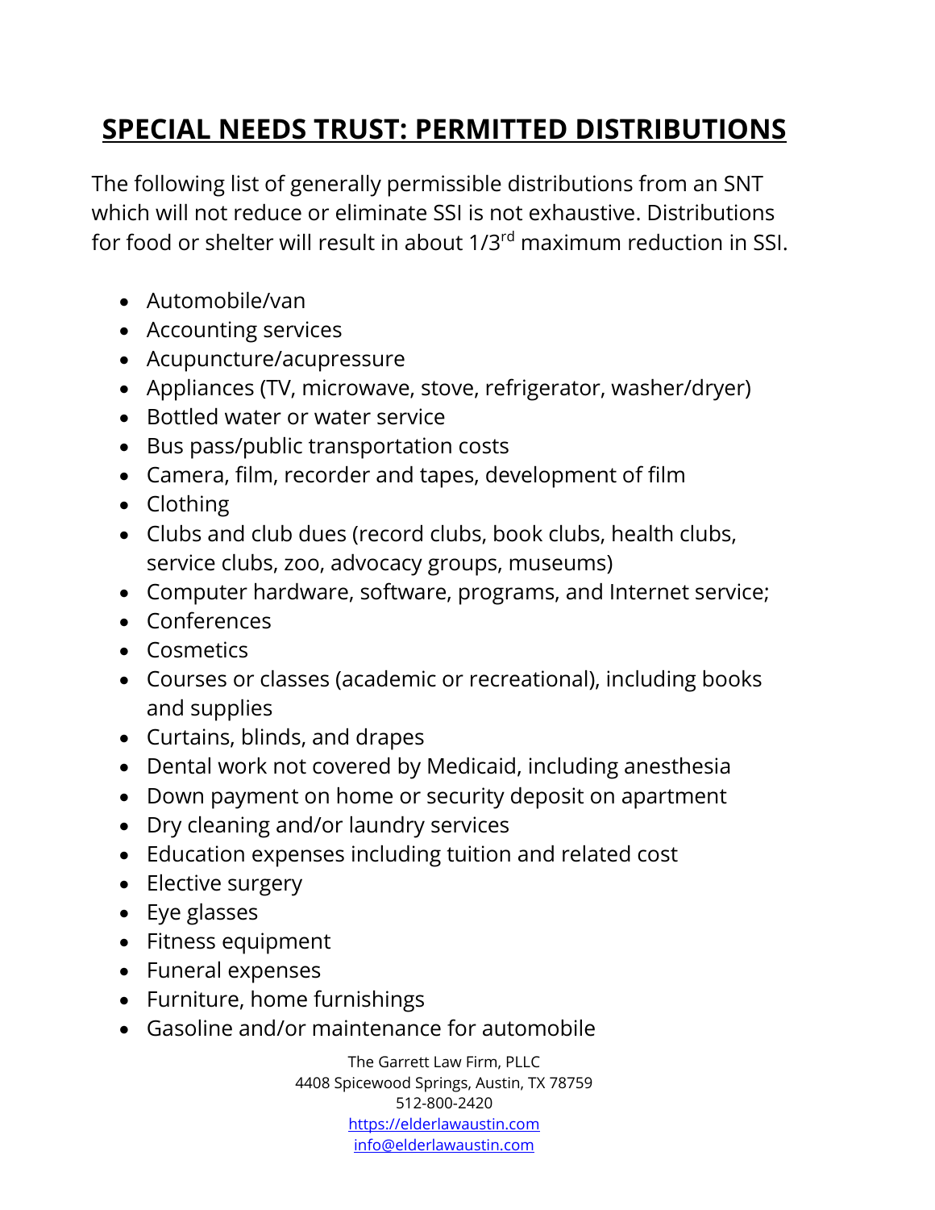# SPECIAL NEEDS TRUST: PERMITTED DISTRIBUTIONS

The following list of generally permissible distributions from an SNT which will not reduce or eliminate SSI is not exhaustive. Distributions for food or shelter will result in about 1/3rd maximum reduction in SSI.

- Automobile/van
- Accounting services
- Acupuncture/acupressure
- Appliances (TV, microwave, stove, refrigerator, washer/dryer)
- Bottled water or water service
- Bus pass/public transportation costs
- Camera, film, recorder and tapes, development of film
- Clothing
- Clubs and club dues (record clubs, book clubs, health clubs, service clubs, zoo, advocacy groups, museums)
- Computer hardware, software, programs, and Internet service;
- Conferences
- Cosmetics
- Courses or classes (academic or recreational), including books and supplies
- Curtains, blinds, and drapes
- Dental work not covered by Medicaid, including anesthesia
- Down payment on home or security deposit on apartment
- Dry cleaning and/or laundry services
- Education expenses including tuition and related cost
- Elective surgery
- Eye glasses
- Fitness equipment
- Funeral expenses
- Furniture, home furnishings
- Gasoline and/or maintenance for automobile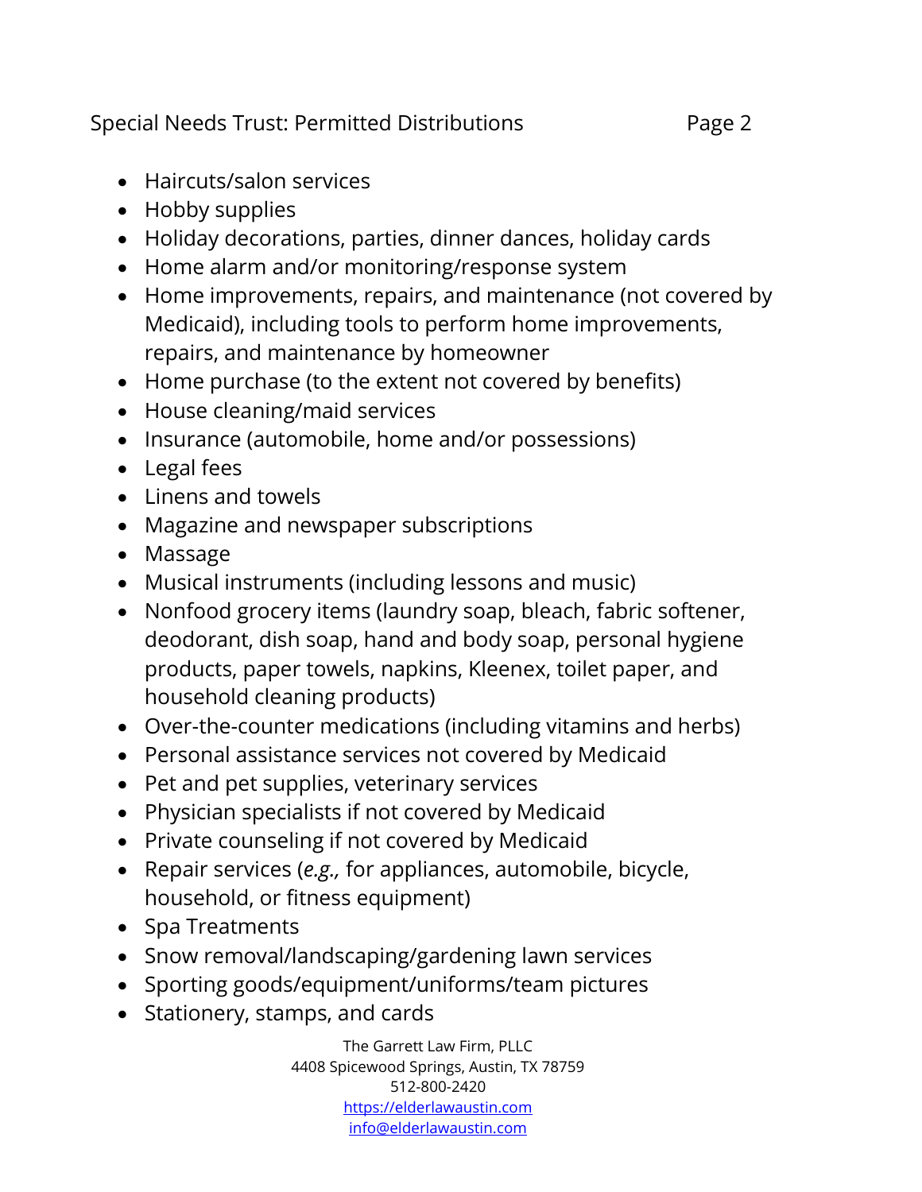- Haircuts/salon services
- Hobby supplies
- Holiday decorations, parties, dinner dances, holiday cards
- Home alarm and/or monitoring/response system
- Home improvements, repairs, and maintenance (not covered by Medicaid), including tools to perform home improvements, repairs, and maintenance by homeowner
- Home purchase (to the extent not covered by benefits)
- House cleaning/maid services
- Insurance (automobile, home and/or possessions)
- Legal fees
- Linens and towels
- Magazine and newspaper subscriptions
- Massage
- Musical instruments (including lessons and music)
- Nonfood grocery items (laundry soap, bleach, fabric softener, deodorant, dish soap, hand and body soap, personal hygiene products, paper towels, napkins, Kleenex, toilet paper, and household cleaning products)
- Over-the-counter medications (including vitamins and herbs)
- Personal assistance services not covered by Medicaid
- Pet and pet supplies, veterinary services
- Physician specialists if not covered by Medicaid
- Private counseling if not covered by Medicaid
- Repair services (*e.g.,* for appliances, automobile, bicycle, household, or fitness equipment)
- Spa Treatments
- Snow removal/landscaping/gardening lawn services
- Sporting goods/equipment/uniforms/team pictures
- Stationery, stamps, and cards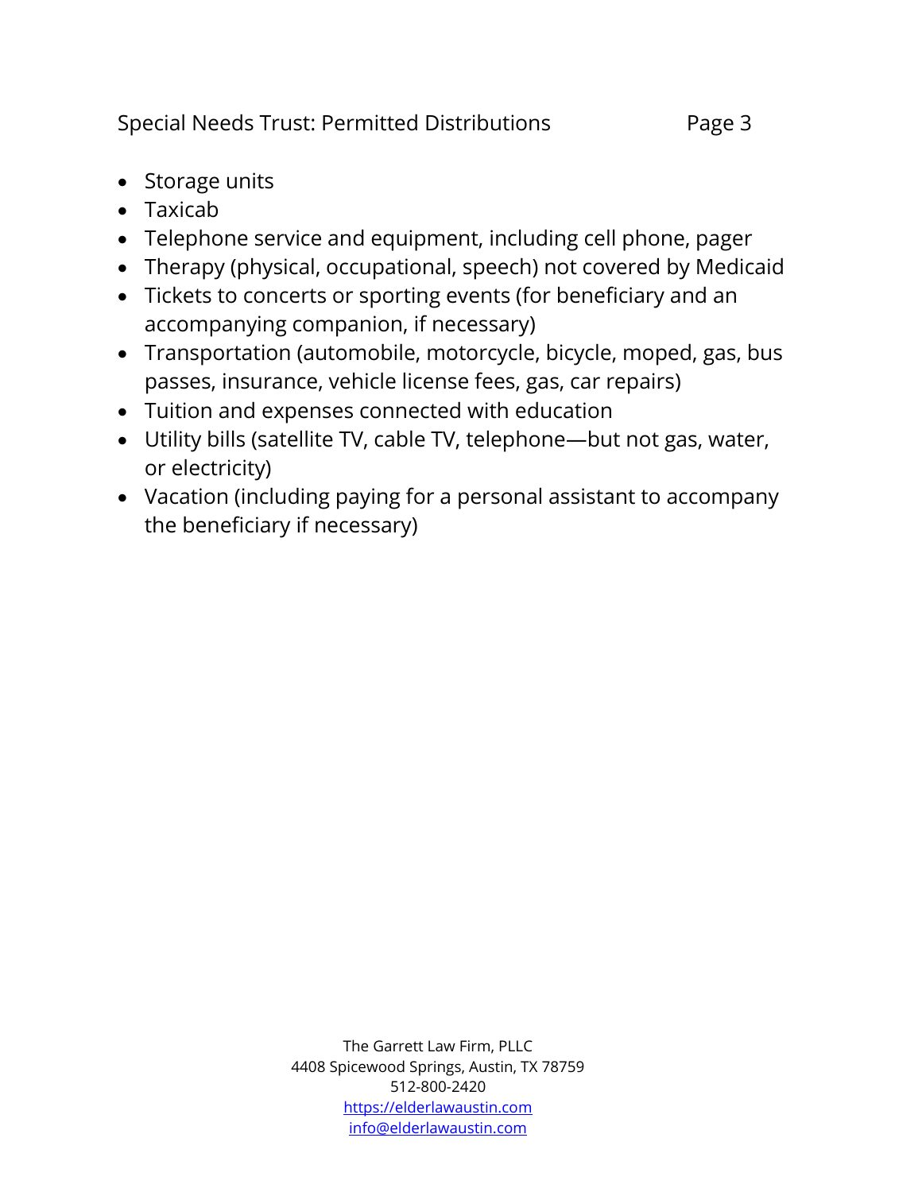- Storage units
- Taxicab
- Telephone service and equipment, including cell phone, pager
- Therapy (physical, occupational, speech) not covered by Medicaid
- Tickets to concerts or sporting events (for beneficiary and an accompanying companion, if necessary)
- Transportation (automobile, motorcycle, bicycle, moped, gas, bus passes, insurance, vehicle license fees, gas, car repairs)
- Tuition and expenses connected with education
- Utility bills (satellite TV, cable TV, telephone—but not gas, water, or electricity)
- Vacation (including paying for a personal assistant to accompany the beneficiary if necessary)